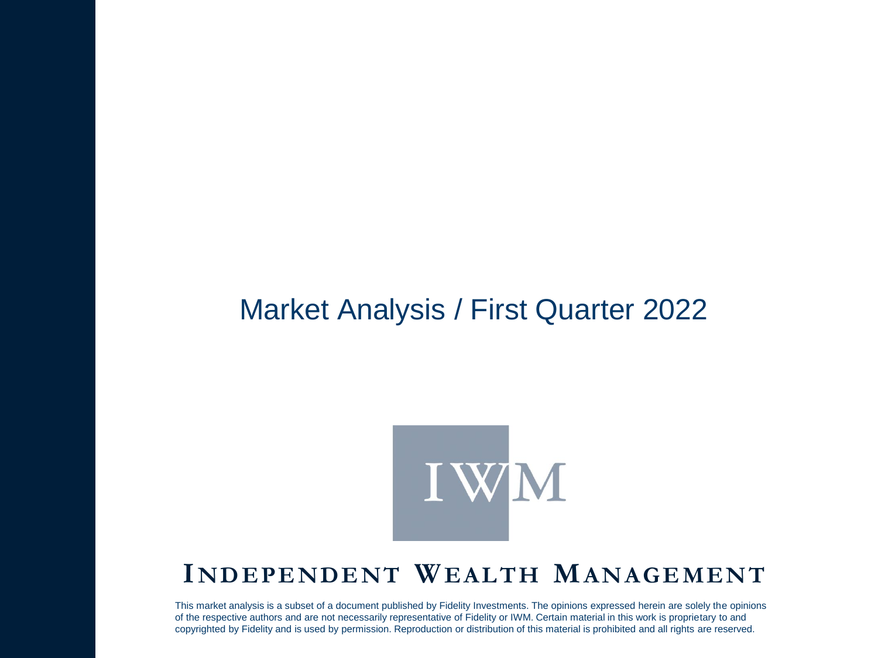# Market Analysis / First Quarter 2022

IWM

**INDEPENDENT WEALTH MANAGEMENT**

This market analysis is a subset of a document published by Fidelity Investments. The opinions expressed herein are solely the opinions of the respective authors and are not necessarily representative of Fidelity or IWM. Certain material in this work is proprietary to and copyrighted by Fidelity and is used by permission. Reproduction or distribution of this material is prohibited and all rights are reserved.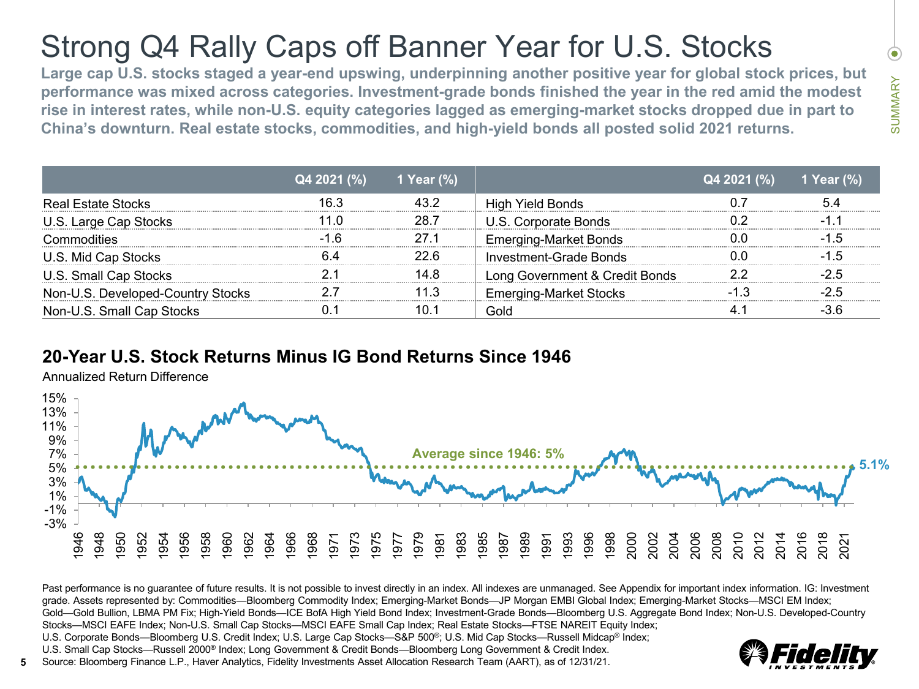# Strong Q4 Rally Caps off Banner Year for U.S. Stocks

**Large cap U.S. stocks staged a year-end upswing, underpinning another positive year for global stock prices, but performance was mixed across categories. Investment-grade bonds finished the year in the red amid the modest rise in interest rates, while non-U.S. equity categories lagged as emerging-market stocks dropped due in part to China's downturn. Real estate stocks, commodities, and high-yield bonds all posted solid 2021 returns.**

| | Q4 2021 (%) | 1 Year (%) |
|---|---|---|
| Real Estate Stocks | 16.3 | 43.2 |
| U.S. Large Cap Stocks | 11.0 | 28.7 |
| Commodities | -1.6 | 27.1 |
| U.S. Mid Cap Stocks | 6.4 | 22.6 |
| U.S. Small Cap Stocks | 2.1 | 14.8 |
| Non-U.S. Developed-Country Stocks | 2.7 | 11.3 |
| Non-U.S. Small Cap Stocks | 0.1 | 10.1 |
| High Yield Bonds | 0.7 | 5.4 |
| U.S. Corporate Bonds | 0.2 | -1.1 |
| Emerging-Market Bonds | 0.0 | -1.5 |
| Investment-Grade Bonds | 0.0 | -1.5 |
| Long Government & Credit Bonds | 2.2 | -2.5 |
| Emerging-Market Stocks | -1.3 | -2.5 |
| Gold | 4.1 | -3.6 |

## 20-Year U.S. Stock Returns Minus IG Bond Returns Since 1946

Annualized Return Difference

Average since 1946: 5%

5.1%

Past performance is no guarantee of future results. It is not possible to invest directly in an index. All indexes are unmanaged. See Appendix for important index information. IG: Investment grade. Assets represented by: Commodities—Bloomberg Commodity Index; Emerging-Market Bonds—JP Morgan EMBI Global Index; Emerging-Market Stocks—MSCI EM Index; Gold—Gold Bullion, LBMA PM Fix; High-Yield Bonds—ICE BofA High Yield Bond Index; Investment-Grade Bonds—Bloomberg U.S. Aggregate Bond Index; Non-U.S. Developed-Country Stocks—MSCI EAFE Index; Non-U.S. Small Cap Stocks—MSCI EAFE Small Cap Index; Real Estate Stocks—FTSE NAREIT Equity Index; U.S. Corporate Bonds—Bloomberg U.S. Credit Index; U.S. Large Cap Stocks—S&P 500®; U.S. Mid Cap Stocks—Russell Midcap® Index; U.S. Small Cap Stocks—Russell 2000® Index; Long Government & Credit Bonds—Bloomberg Long Government & Credit Index.
Source: Bloomberg Finance L.P., Haver Analytics, Fidelity Investments Asset Allocation Research Team (AART), as of 12/31/21.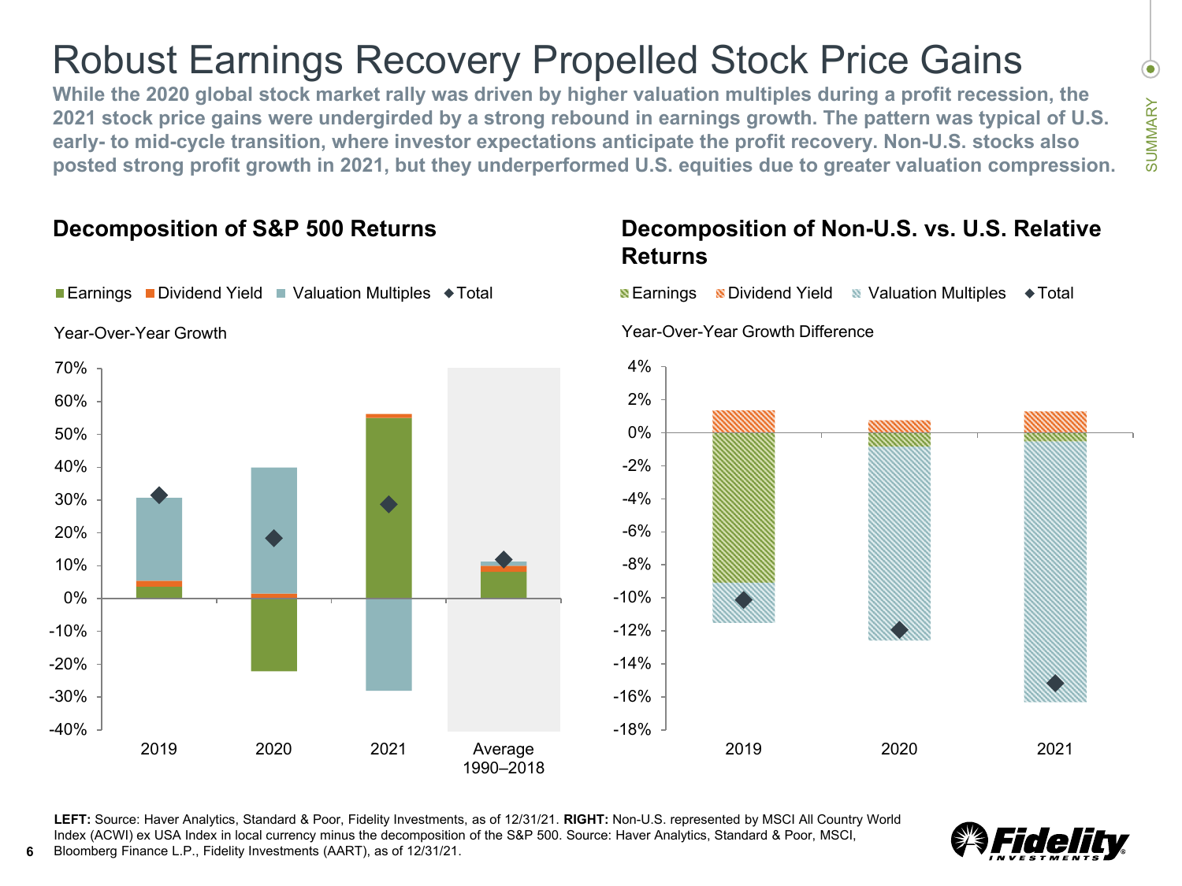# Robust Earnings Recovery Propelled Stock Price Gains

**While the 2020 global stock market rally was driven by higher valuation multiples during a profit recession, the 2021 stock price gains were undergirded by a strong rebound in earnings growth. The pattern was typical of U.S. early- to mid-cycle transition, where investor expectations anticipate the profit recovery. Non-U.S. stocks also posted strong profit growth in 2021, but they underperformed U.S. equities due to greater valuation compression.**

SUMMARY

## Decomposition of S&P 500 Returns

Earnings | Dividend Yield | Valuation Multiples | Total

Year-Over-Year Growth

70%, 60%, 50%, 40%, 30%, 20%, 10%, 0%, -10%, -20%, -30%, -40%

2019 | 2020 | 2021 | Average 1990–2018

## Decomposition of Non-U.S. vs. U.S. Relative Returns

Earnings | Dividend Yield | Valuation Multiples | Total

Year-Over-Year Growth Difference

4%, 2%, 0%, -2%, -4%, -6%, -8%, -10%, -12%, -14%, -16%, -18%

2019 | 2020 | 2021

**LEFT:** Source: Haver Analytics, Standard & Poor, Fidelity Investments, as of 12/31/21. **RIGHT:** Non-U.S. represented by MSCI All Country World Index (ACWI) ex USA Index in local currency minus the decomposition of the S&P 500. Source: Haver Analytics, Standard & Poor, MSCI, Bloomberg Finance L.P., Fidelity Investments (AART), as of 12/31/21.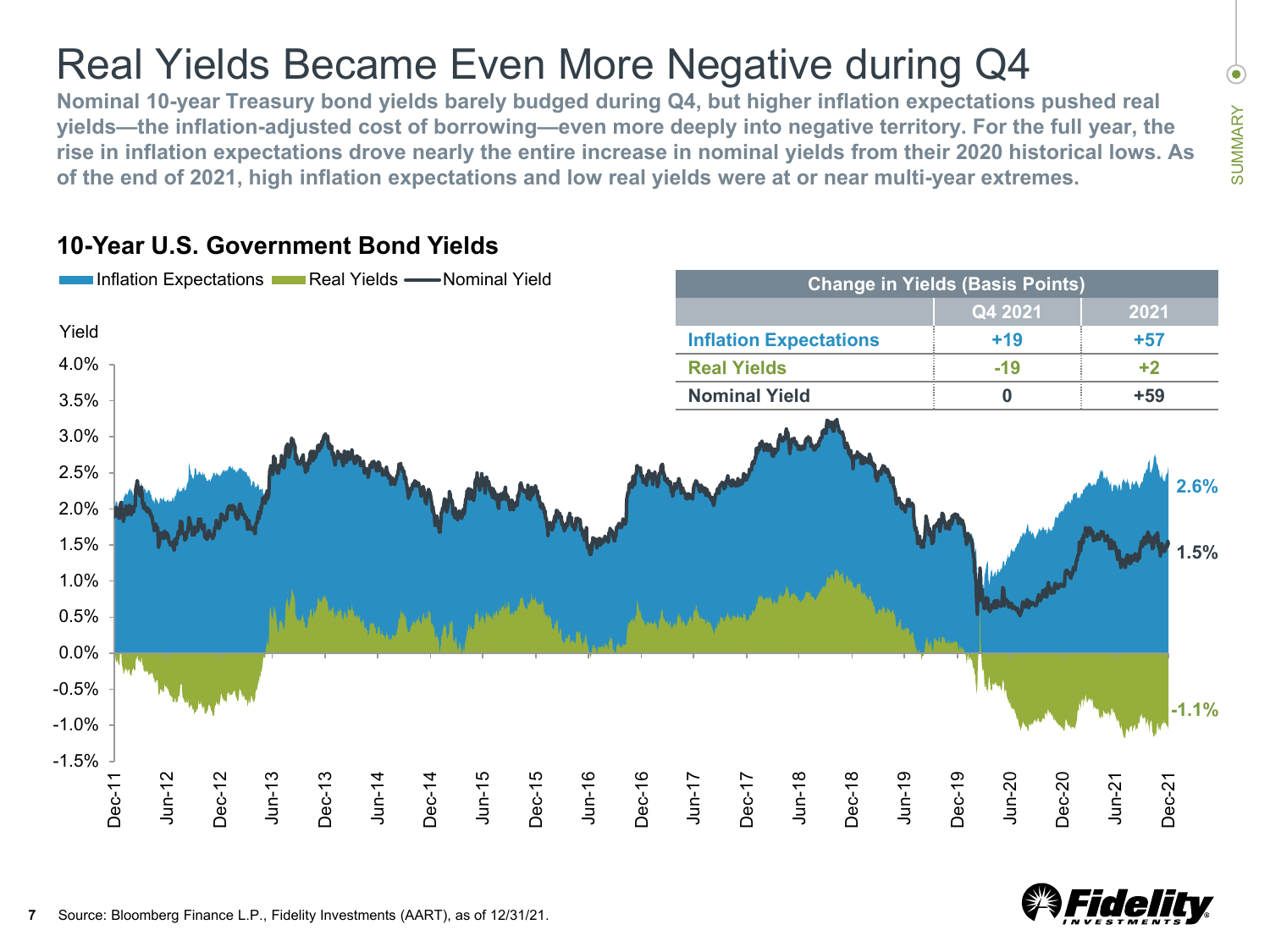# Real Yields Became Even More Negative during Q4

**Nominal 10-year Treasury bond yields barely budged during Q4, but higher inflation expectations pushed real yields—the inflation-adjusted cost of borrowing—even more deeply into negative territory. For the full year, the rise in inflation expectations drove nearly the entire increase in nominal yields from their 2020 historical lows. As of the end of 2021, high inflation expectations and low real yields were at or near multi-year extremes.**

## 10-Year U.S. Government Bond Yields

| Change in Yields (Basis Points) | | |
|---|---|---|
| | Q4 2021 | 2021 |
| Inflation Expectations | +19 | +57 |
| Real Yields | -19 | +2 |
| Nominal Yield | 0 | +59 |

Source: Bloomberg Finance L.P., Fidelity Investments (AART), as of 12/31/21.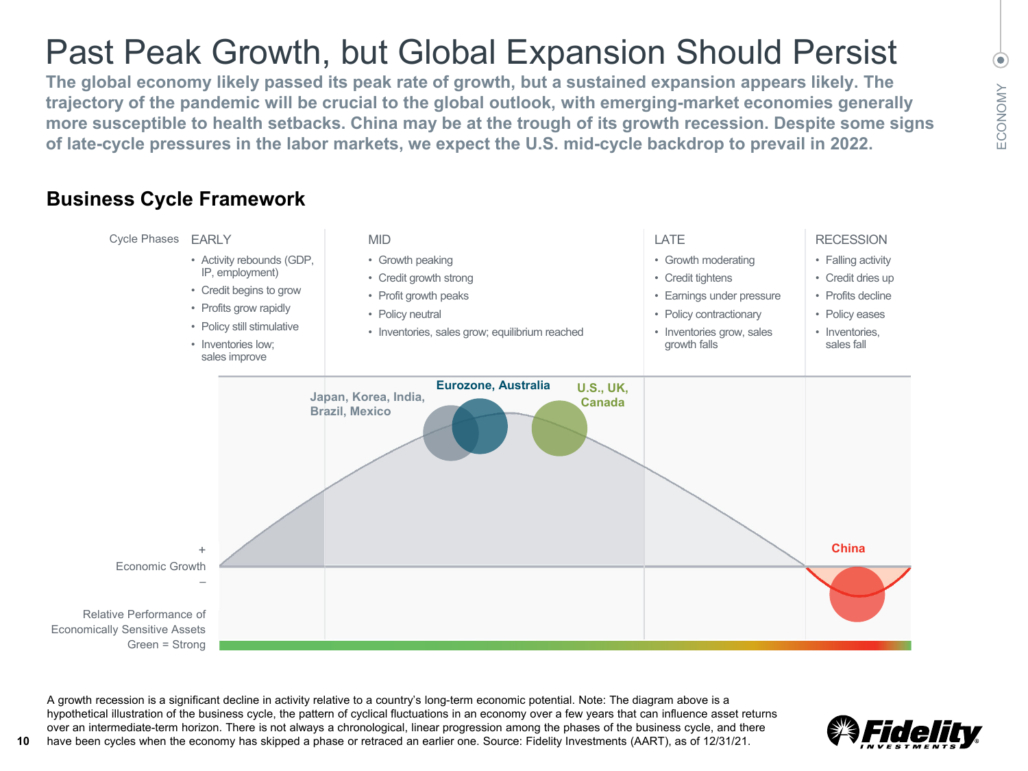# Past Peak Growth, but Global Expansion Should Persist

**The global economy likely passed its peak rate of growth, but a sustained expansion appears likely. The trajectory of the pandemic will be crucial to the global outlook, with emerging-market economies generally more susceptible to health setbacks. China may be at the trough of its growth recession. Despite some signs of late-cycle pressures in the labor markets, we expect the U.S. mid-cycle backdrop to prevail in 2022.**

## Business Cycle Framework

| Cycle Phases | EARLY | MID | LATE | RECESSION |
|---|---|---|---|---|
| | • Activity rebounds (GDP, IP, employment)<br>• Credit begins to grow<br>• Profits grow rapidly<br>• Policy still stimulative<br>• Inventories low; sales improve | • Growth peaking<br>• Credit growth strong<br>• Profit growth peaks<br>• Policy neutral<br>• Inventories, sales grow; equilibrium reached | • Growth moderating<br>• Credit tightens<br>• Earnings under pressure<br>• Policy contractionary<br>• Inventories grow, sales growth falls | • Falling activity<br>• Credit dries up<br>• Profits decline<br>• Policy eases<br>• Inventories, sales fall |

Japan, Korea, India, Brazil, Mexico

Eurozone, Australia

U.S., UK, Canada

China

+ Economic Growth –

Relative Performance of Economically Sensitive Assets
Green = Strong

A growth recession is a significant decline in activity relative to a country's long-term economic potential. Note: The diagram above is a hypothetical illustration of the business cycle, the pattern of cyclical fluctuations in an economy over a few years that can influence asset returns over an intermediate-term horizon. There is not always a chronological, linear progression among the phases of the business cycle, and there have been cycles when the economy has skipped a phase or retraced an earlier one. Source: Fidelity Investments (AART), as of 12/31/21.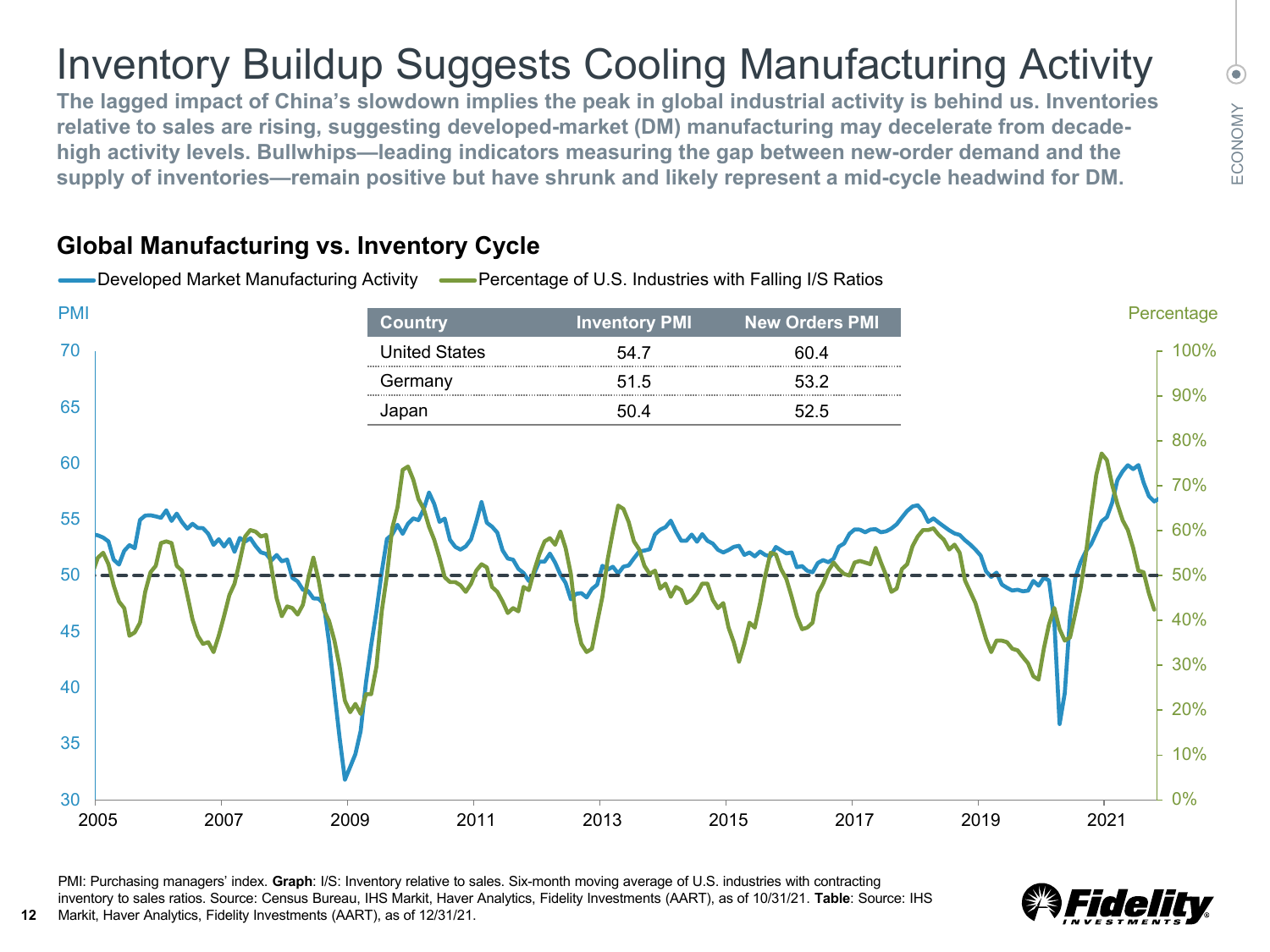# Inventory Buildup Suggests Cooling Manufacturing Activity

**The lagged impact of China's slowdown implies the peak in global industrial activity is behind us. Inventories relative to sales are rising, suggesting developed-market (DM) manufacturing may decelerate from decade-high activity levels. Bullwhips—leading indicators measuring the gap between new-order demand and the supply of inventories—remain positive but have shrunk and likely represent a mid-cycle headwind for DM.**

ECONOMY

## Global Manufacturing vs. Inventory Cycle

Developed Market Manufacturing Activity — Percentage of U.S. Industries with Falling I/S Ratios

| Country | Inventory PMI | New Orders PMI |
|---|---|---|
| United States | 54.7 | 60.4 |
| Germany | 51.5 | 53.2 |
| Japan | 50.4 | 52.5 |

PMI: Purchasing managers' index. **Graph**: I/S: Inventory relative to sales. Six-month moving average of U.S. industries with contracting inventory to sales ratios. Source: Census Bureau, IHS Markit, Haver Analytics, Fidelity Investments (AART), as of 10/31/21. **Table**: Source: IHS Markit, Haver Analytics, Fidelity Investments (AART), as of 12/31/21.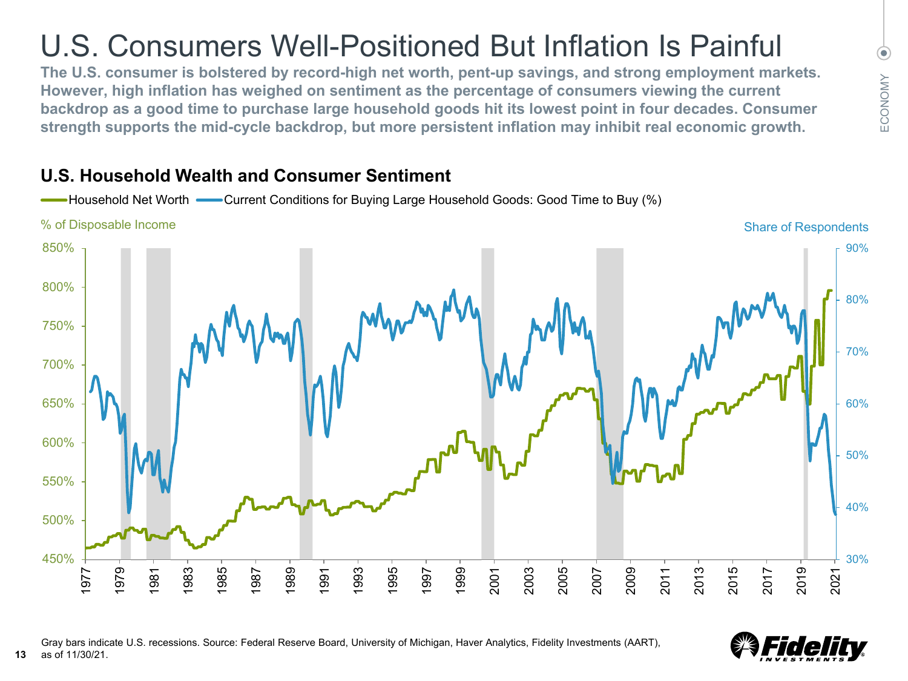# U.S. Consumers Well-Positioned But Inflation Is Painful

**The U.S. consumer is bolstered by record-high net worth, pent-up savings, and strong employment markets. However, high inflation has weighed on sentiment as the percentage of consumers viewing the current backdrop as a good time to purchase large household goods hit its lowest point in four decades. Consumer strength supports the mid-cycle backdrop, but more persistent inflation may inhibit real economic growth.**

## U.S. Household Wealth and Consumer Sentiment

Household Net Worth — Current Conditions for Buying Large Household Goods: Good Time to Buy (%)

% of Disposable Income

Share of Respondents

Gray bars indicate U.S. recessions. Source: Federal Reserve Board, University of Michigan, Haver Analytics, Fidelity Investments (AART), as of 11/30/21.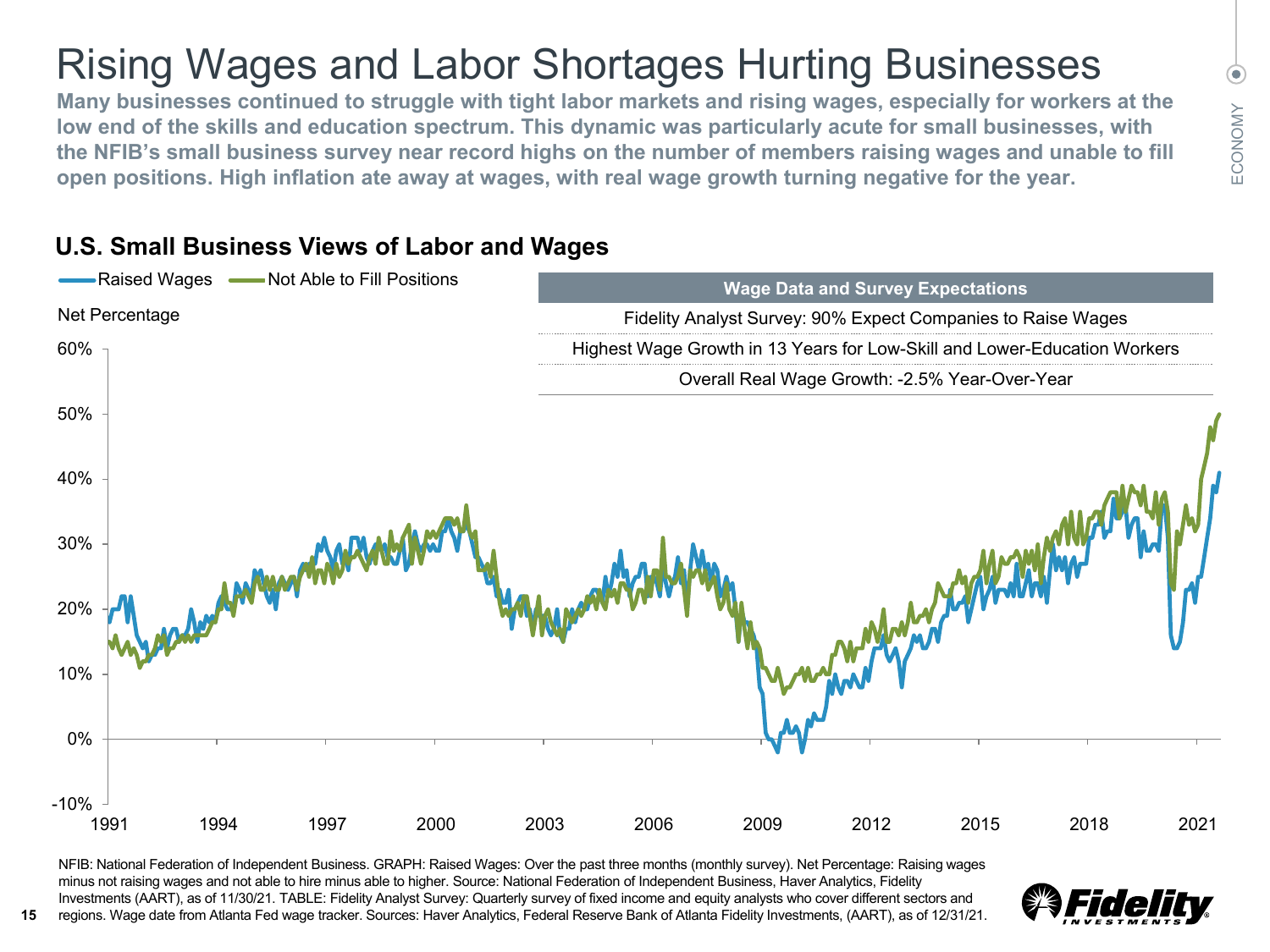# Rising Wages and Labor Shortages Hurting Businesses

**Many businesses continued to struggle with tight labor markets and rising wages, especially for workers at the low end of the skills and education spectrum. This dynamic was particularly acute for small businesses, with the NFIB's small business survey near record highs on the number of members raising wages and unable to fill open positions. High inflation ate away at wages, with real wage growth turning negative for the year.**

## U.S. Small Business Views of Labor and Wages

| Wage Data and Survey Expectations |
| --- |
| Fidelity Analyst Survey: 90% Expect Companies to Raise Wages |
| Highest Wage Growth in 13 Years for Low-Skill and Lower-Education Workers |
| Overall Real Wage Growth: -2.5% Year-Over-Year |

NFIB: National Federation of Independent Business. GRAPH: Raised Wages: Over the past three months (monthly survey). Net Percentage: Raising wages minus not raising wages and not able to hire minus able to hire higher. Source: National Federation of Independent Business, Haver Analytics, Fidelity Investments (AART), as of 11/30/21. TABLE: Fidelity Analyst Survey: Quarterly survey of fixed income and equity analysts who cover different sectors and regions. Wage date from Atlanta Fed wage tracker. Sources: Haver Analytics, Federal Reserve Bank of Atlanta Fidelity Investments, (AART), as of 12/31/21.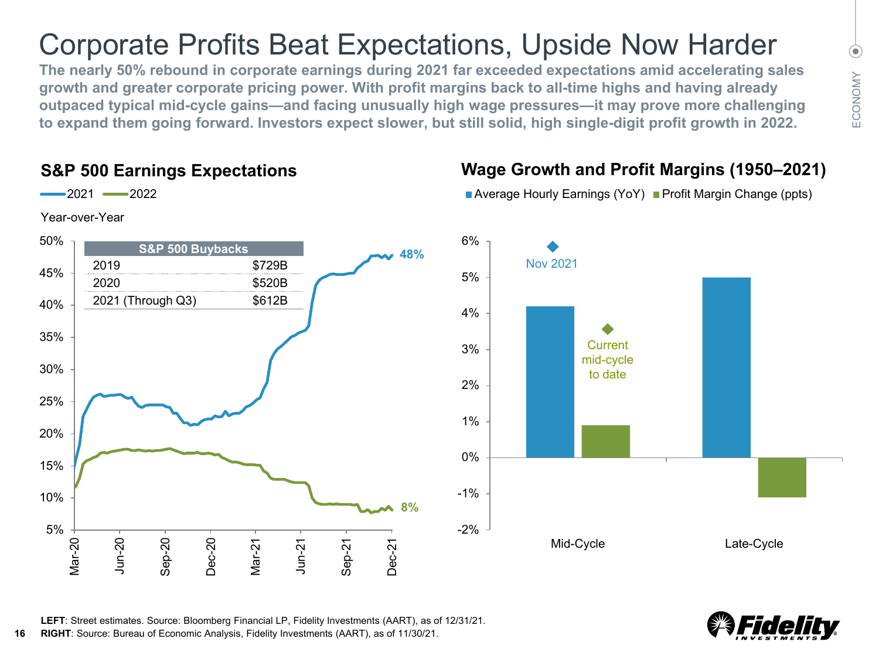# Corporate Profits Beat Expectations, Upside Now Harder

**The nearly 50% rebound in corporate earnings during 2021 far exceeded expectations amid accelerating sales growth and greater corporate pricing power. With profit margins back to all-time highs and having already outpaced typical mid-cycle gains—and facing unusually high wage pressures—it may prove more challenging to expand them going forward. Investors expect slower, but still solid, high single-digit profit growth in 2022.**

## S&P 500 Earnings Expectations

2021 — 2022

Year-over-Year

| S&P 500 Buybacks | |
|---|---|
| 2019 | $729B |
| 2020 | $520B |
| 2021 (Through Q3) | $612B |

2021: 48%
2022: 8%

## Wage Growth and Profit Margins (1950–2021)

Average Hourly Earnings (YoY) | Profit Margin Change (ppts)

Nov 2021

Current mid-cycle to date

Mid-Cycle | Late-Cycle

**LEFT**: Street estimates. Source: Bloomberg Financial LP, Fidelity Investments (AART), as of 12/31/21.
**RIGHT**: Source: Bureau of Economic Analysis, Fidelity Investments (AART), as of 11/30/21.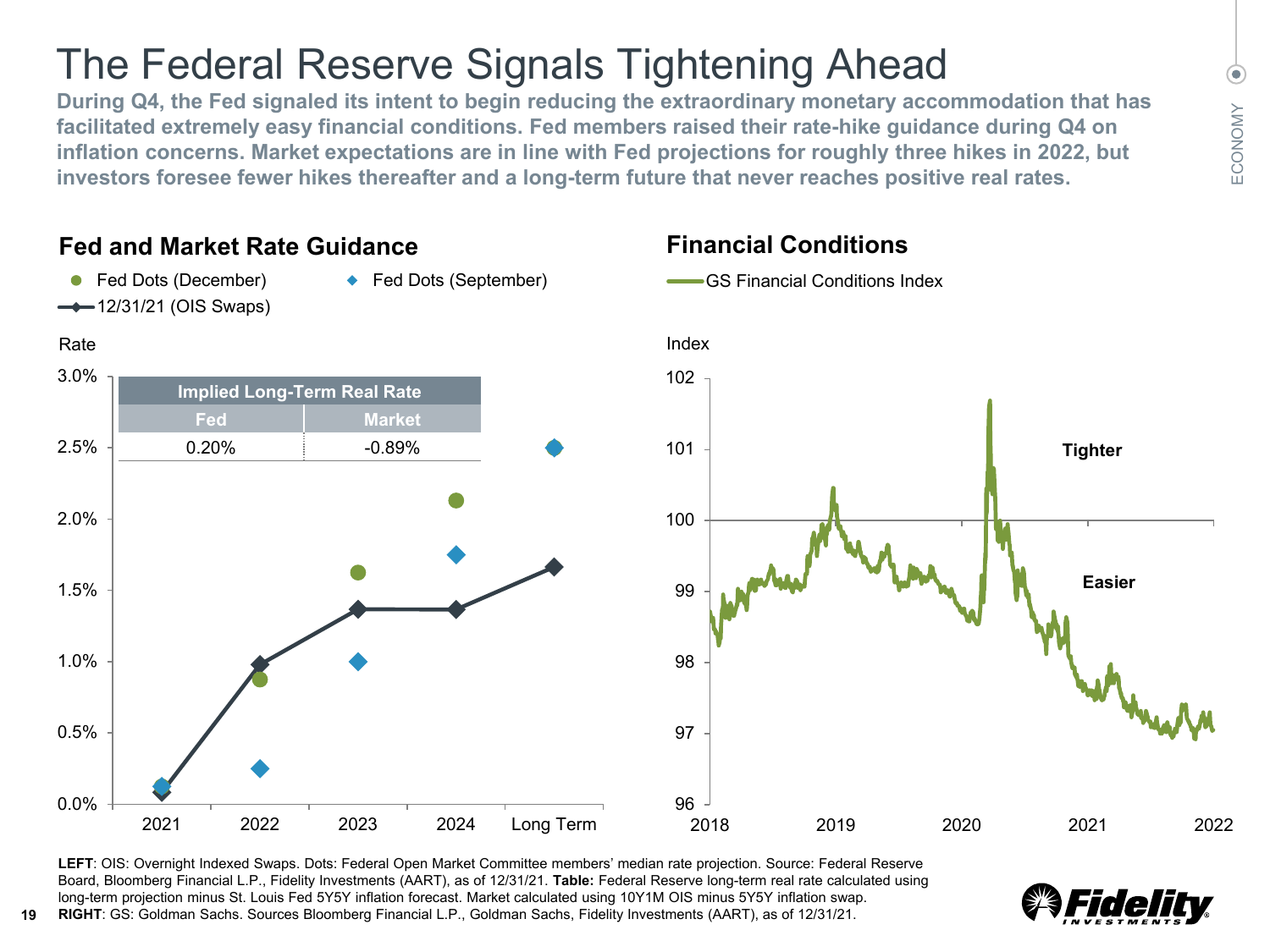# The Federal Reserve Signals Tightening Ahead

**During Q4, the Fed signaled its intent to begin reducing the extraordinary monetary accommodation that has facilitated extremely easy financial conditions. Fed members raised their rate-hike guidance during Q4 on inflation concerns. Market expectations are in line with Fed projections for roughly three hikes in 2022, but investors foresee fewer hikes thereafter and a long-term future that never reaches positive real rates.**

ECONOMY

## Fed and Market Rate Guidance

● Fed Dots (December) ◆ Fed Dots (September) —◆— 12/31/21 (OIS Swaps)

| Implied Long-Term Real Rate | |
|---|---|
| Fed | Market |
| 0.20% | -0.89% |

## Financial Conditions

— GS Financial Conditions Index

**LEFT**: OIS: Overnight Indexed Swaps. Dots: Federal Open Market Committee members' median rate projection. Source: Federal Reserve Board, Bloomberg Financial L.P., Fidelity Investments (AART), as of 12/31/21. **Table:** Federal Reserve long-term real rate calculated using long-term projection minus St. Louis Fed 5Y5Y inflation forecast. Market calculated using 10Y1M OIS minus 5Y5Y inflation swap.
**RIGHT**: GS: Goldman Sachs. Sources Bloomberg Financial L.P., Goldman Sachs, Fidelity Investments (AART), as of 12/31/21.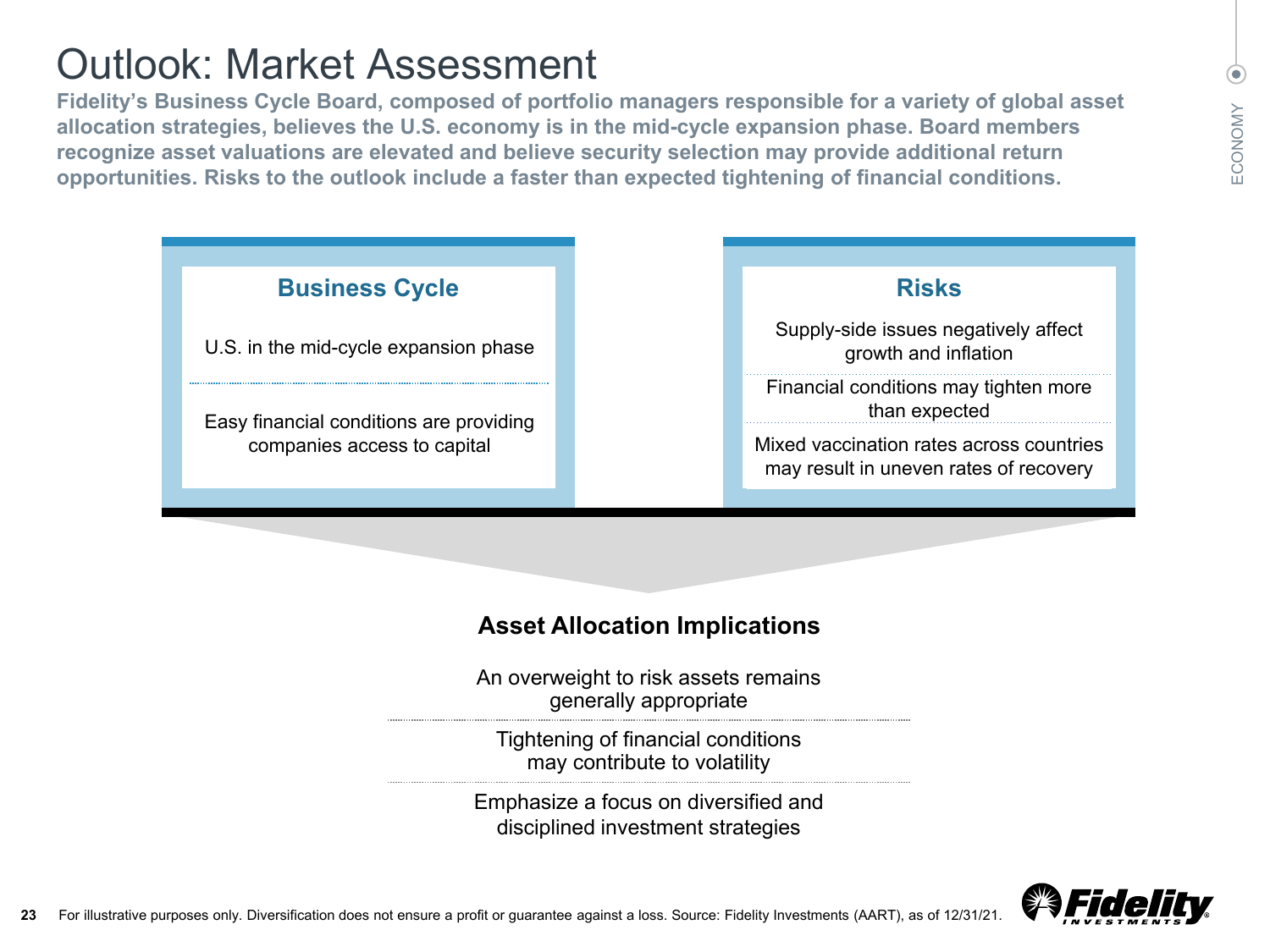# Outlook: Market Assessment

**Fidelity's Business Cycle Board, composed of portfolio managers responsible for a variety of global asset allocation strategies, believes the U.S. economy is in the mid-cycle expansion phase. Board members recognize asset valuations are elevated and believe security selection may provide additional return opportunities. Risks to the outlook include a faster than expected tightening of financial conditions.**

## Business Cycle

- U.S. in the mid-cycle expansion phase
- Easy financial conditions are providing companies access to capital

## Risks

- Supply-side issues negatively affect growth and inflation
- Financial conditions may tighten more than expected
- Mixed vaccination rates across countries may result in uneven rates of recovery

## Asset Allocation Implications

- An overweight to risk assets remains generally appropriate
- Tightening of financial conditions may contribute to volatility
- Emphasize a focus on diversified and disciplined investment strategies

For illustrative purposes only. Diversification does not ensure a profit or guarantee against a loss. Source: Fidelity Investments (AART), as of 12/31/21.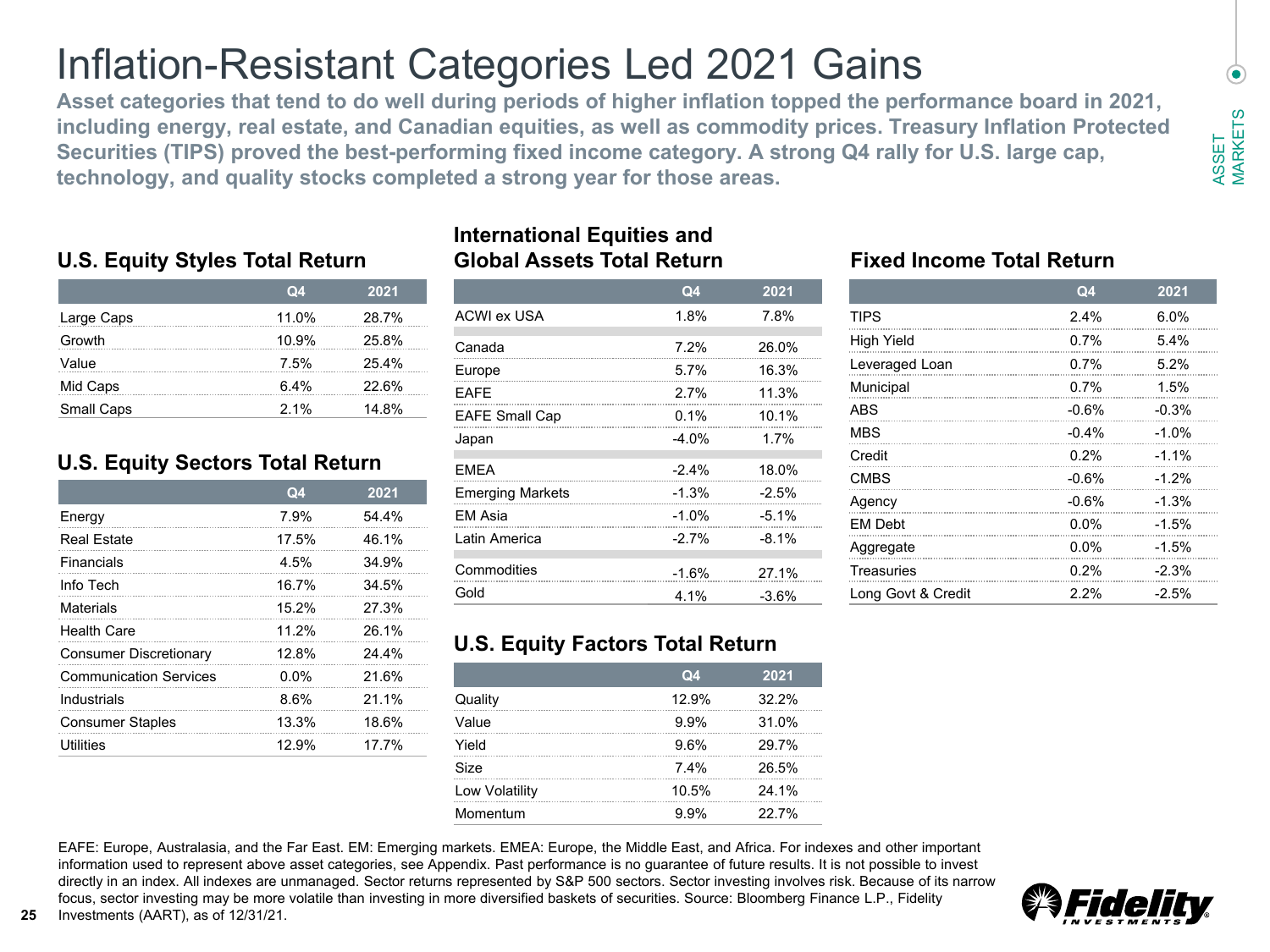# Inflation-Resistant Categories Led 2021 Gains

**Asset categories that tend to do well during periods of higher inflation topped the performance board in 2021, including energy, real estate, and Canadian equities, as well as commodity prices. Treasury Inflation Protected Securities (TIPS) proved the best-performing fixed income category. A strong Q4 rally for U.S. large cap, technology, and quality stocks completed a strong year for those areas.**

ASSET MARKETS

## U.S. Equity Styles Total Return

| | Q4 | 2021 |
|---|---|---|
| Large Caps | 11.0% | 28.7% |
| Growth | 10.9% | 25.8% |
| Value | 7.5% | 25.4% |
| Mid Caps | 6.4% | 22.6% |
| Small Caps | 2.1% | 14.8% |

## U.S. Equity Sectors Total Return

| | Q4 | 2021 |
|---|---|---|
| Energy | 7.9% | 54.4% |
| Real Estate | 17.5% | 46.1% |
| Financials | 4.5% | 34.9% |
| Info Tech | 16.7% | 34.5% |
| Materials | 15.2% | 27.3% |
| Health Care | 11.2% | 26.1% |
| Consumer Discretionary | 12.8% | 24.4% |
| Communication Services | 0.0% | 21.6% |
| Industrials | 8.6% | 21.1% |
| Consumer Staples | 13.3% | 18.6% |
| Utilities | 12.9% | 17.7% |

## International Equities and Global Assets Total Return

| | Q4 | 2021 |
|---|---|---|
| ACWI ex USA | 1.8% | 7.8% |
| Canada | 7.2% | 26.0% |
| Europe | 5.7% | 16.3% |
| EAFE | 2.7% | 11.3% |
| EAFE Small Cap | 0.1% | 10.1% |
| Japan | -4.0% | 1.7% |
| EMEA | -2.4% | 18.0% |
| Emerging Markets | -1.3% | -2.5% |
| EM Asia | -1.0% | -5.1% |
| Latin America | -2.7% | -8.1% |
| Commodities | -1.6% | 27.1% |
| Gold | 4.1% | -3.6% |

## U.S. Equity Factors Total Return

| | Q4 | 2021 |
|---|---|---|
| Quality | 12.9% | 32.2% |
| Value | 9.9% | 31.0% |
| Yield | 9.6% | 29.7% |
| Size | 7.4% | 26.5% |
| Low Volatility | 10.5% | 24.1% |
| Momentum | 9.9% | 22.7% |

## Fixed Income Total Return

| | Q4 | 2021 |
|---|---|---|
| TIPS | 2.4% | 6.0% |
| High Yield | 0.7% | 5.4% |
| Leveraged Loan | 0.7% | 5.2% |
| Municipal | 0.7% | 1.5% |
| ABS | -0.6% | -0.3% |
| MBS | -0.4% | -1.0% |
| Credit | 0.2% | -1.1% |
| CMBS | -0.6% | -1.2% |
| Agency | -0.6% | -1.3% |
| EM Debt | 0.0% | -1.5% |
| Aggregate | 0.0% | -1.5% |
| Treasuries | 0.2% | -2.3% |
| Long Govt & Credit | 2.2% | -2.5% |

EAFE: Europe, Australasia, and the Far East. EM: Emerging markets. EMEA: Europe, the Middle East, and Africa. For indexes and other important information used to represent above asset categories, see Appendix. Past performance is no guarantee of future results. It is not possible to invest directly in an index. All indexes are unmanaged. Sector returns represented by S&P 500 sectors. Sector investing involves risk. Because of its narrow focus, sector investing may be more volatile than investing in more diversified baskets of securities. Source: Bloomberg Finance L.P., Fidelity Investments (AART), as of 12/31/21.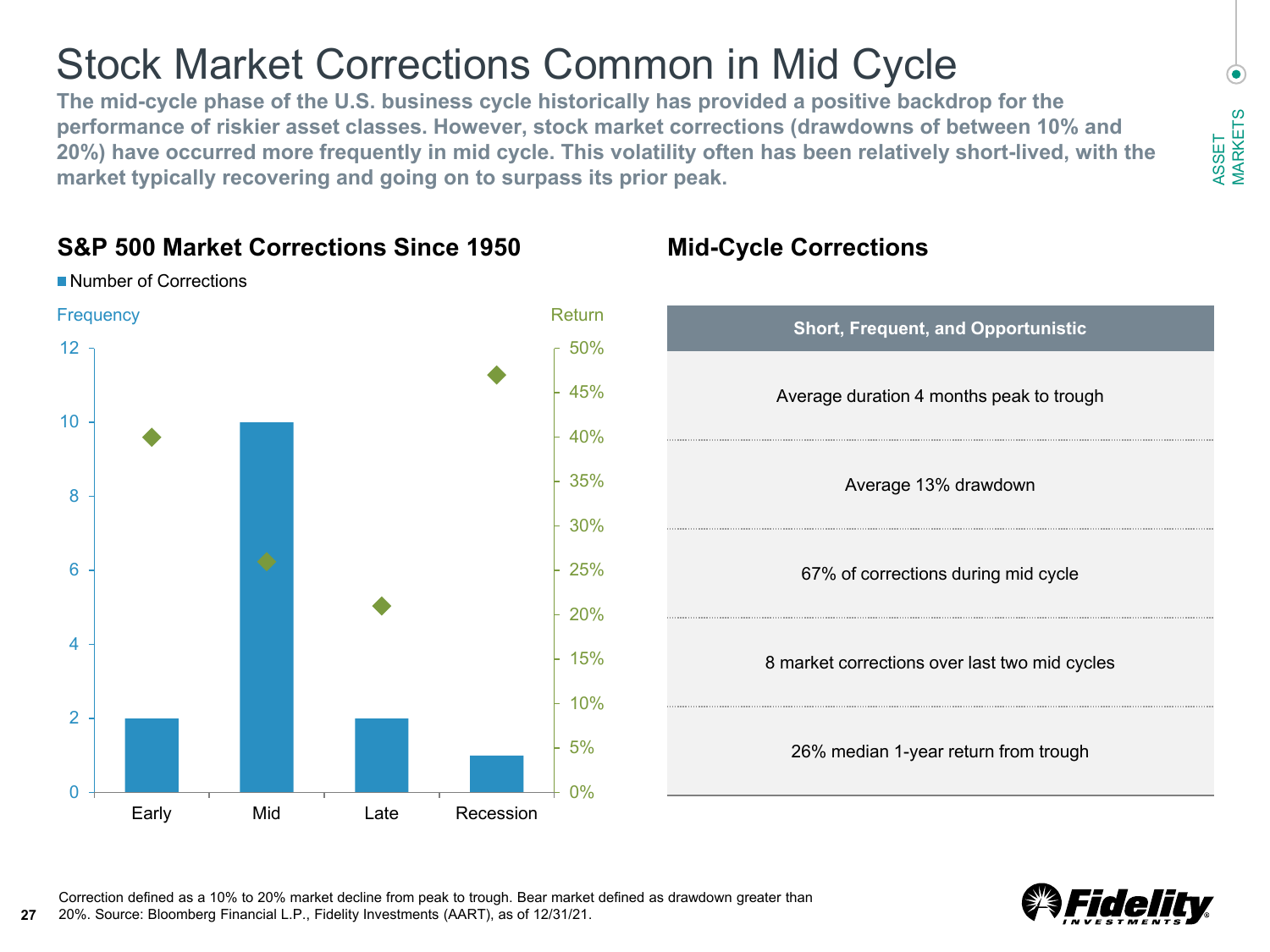# Stock Market Corrections Common in Mid Cycle

**The mid-cycle phase of the U.S. business cycle historically has provided a positive backdrop for the performance of riskier asset classes. However, stock market corrections (drawdowns of between 10% and 20%) have occurred more frequently in mid cycle. This volatility often has been relatively short-lived, with the market typically recovering and going on to surpass its prior peak.**

ASSET MARKETS

## S&P 500 Market Corrections Since 1950

■ Number of Corrections

Frequency | Return

| | Early | Mid | Late | Recession |
|---|---|---|---|---|
| Number of Corrections | 2 | 10 | 2 | 1 |

## Mid-Cycle Corrections

| Short, Frequent, and Opportunistic |
|---|
| Average duration 4 months peak to trough |
| Average 13% drawdown |
| 67% of corrections during mid cycle |
| 8 market corrections over last two mid cycles |
| 26% median 1-year return from trough |

Correction defined as a 10% to 20% market decline from peak to trough. Bear market defined as drawdown greater than 20%. Source: Bloomberg Financial L.P., Fidelity Investments (AART), as of 12/31/21.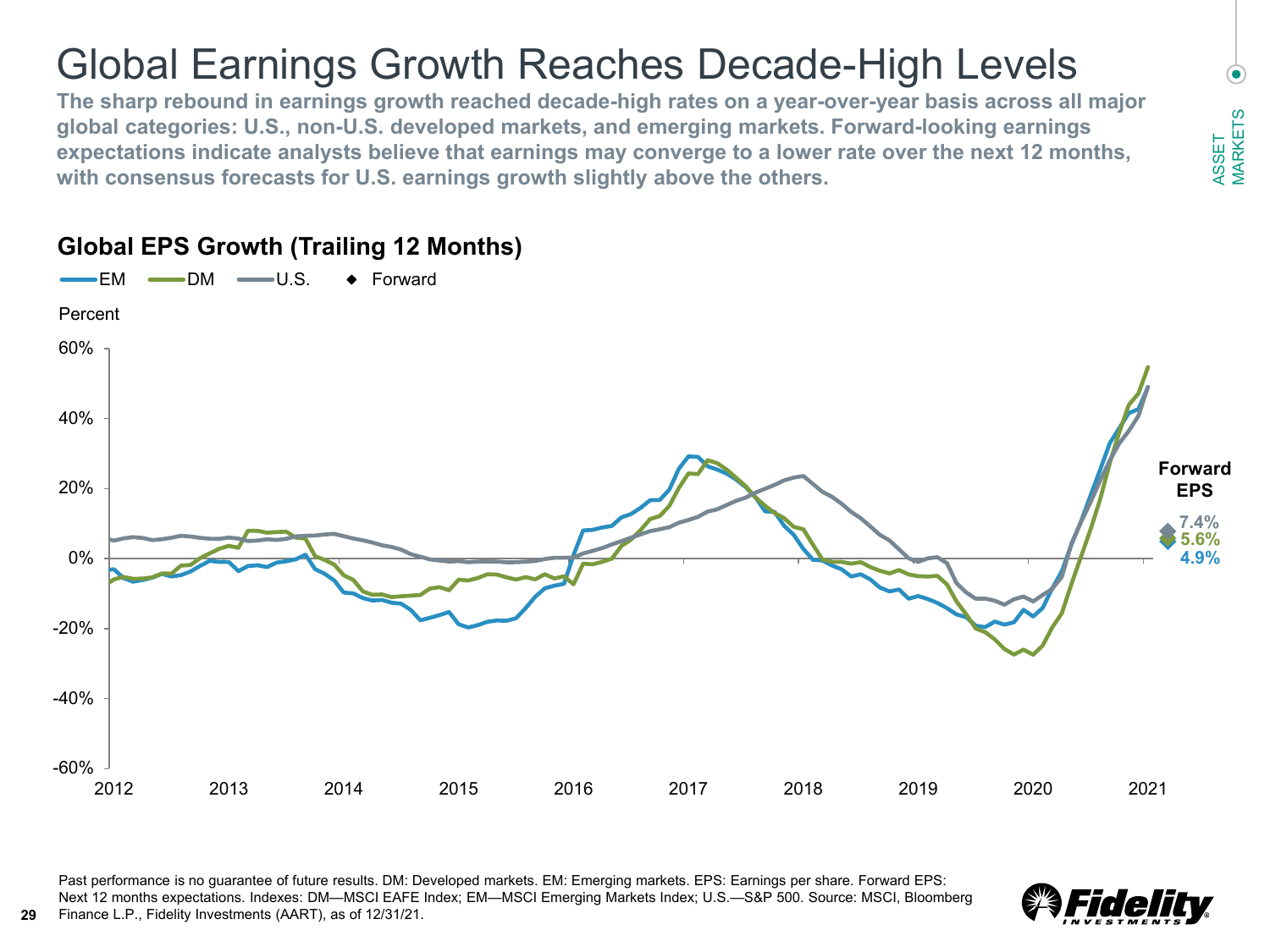# Global Earnings Growth Reaches Decade-High Levels

**The sharp rebound in earnings growth reached decade-high rates on a year-over-year basis across all major global categories: U.S., non-U.S. developed markets, and emerging markets. Forward-looking earnings expectations indicate analysts believe that earnings may converge to a lower rate over the next 12 months, with consensus forecasts for U.S. earnings growth slightly above the others.**

## Global EPS Growth (Trailing 12 Months)

EM | DM | U.S. | ◆ Forward

Percent

Forward EPS: U.S. 7.4%, DM 5.6%, EM 4.9%

Past performance is no guarantee of future results. DM: Developed markets. EM: Emerging markets. EPS: Earnings per share. Forward EPS: Next 12 months expectations. Indexes: DM—MSCI EAFE Index; EM—MSCI Emerging Markets Index; U.S.—S&P 500. Source: MSCI, Bloomberg Finance L.P., Fidelity Investments (AART), as of 12/31/21.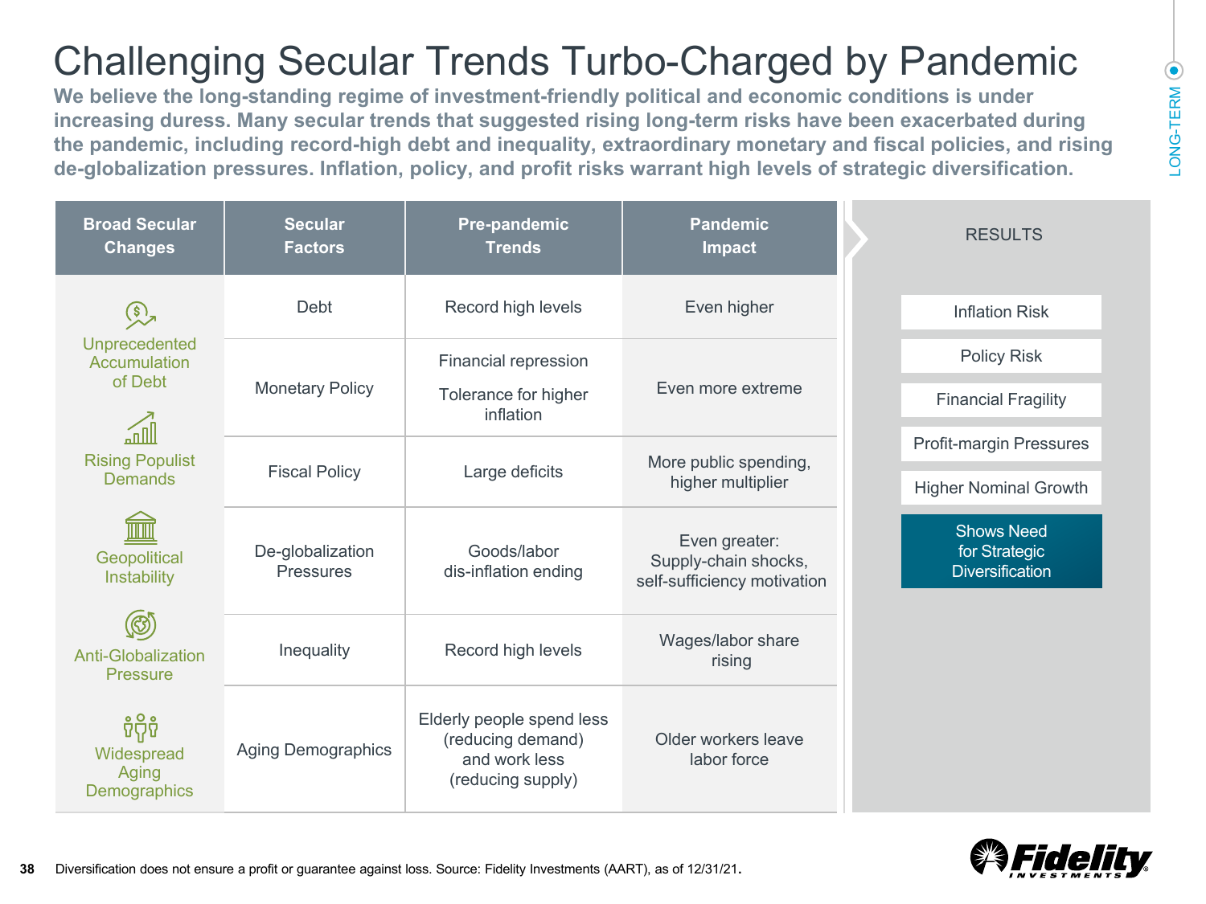# Challenging Secular Trends Turbo-Charged by Pandemic

**We believe the long-standing regime of investment-friendly political and economic conditions is under increasing duress. Many secular trends that suggested rising long-term risks have been exacerbated during the pandemic, including record-high debt and inequality, extraordinary monetary and fiscal policies, and rising de-globalization pressures. Inflation, policy, and profit risks warrant high levels of strategic diversification.**

| Broad Secular Changes | Secular Factors | Pre-pandemic Trends | Pandemic Impact |
|---|---|---|---|
| Unprecedented Accumulation of Debt | Debt | Record high levels | Even higher |
| | Monetary Policy | Financial repression<br>Tolerance for higher inflation | Even more extreme |
| Rising Populist Demands | Fiscal Policy | Large deficits | More public spending, higher multiplier |
| Geopolitical Instability | De-globalization Pressures | Goods/labor dis-inflation ending | Even greater: Supply-chain shocks, self-sufficiency motivation |
| Anti-Globalization Pressure | Inequality | Record high levels | Wages/labor share rising |
| Widespread Aging Demographics | Aging Demographics | Elderly people spend less (reducing demand) and work less (reducing supply) | Older workers leave labor force |

**RESULTS**

- Inflation Risk
- Policy Risk
- Financial Fragility
- Profit-margin Pressures
- Higher Nominal Growth
- **Shows Need for Strategic Diversification**

Diversification does not ensure a profit or guarantee against loss. Source: Fidelity Investments (AART), as of 12/31/21.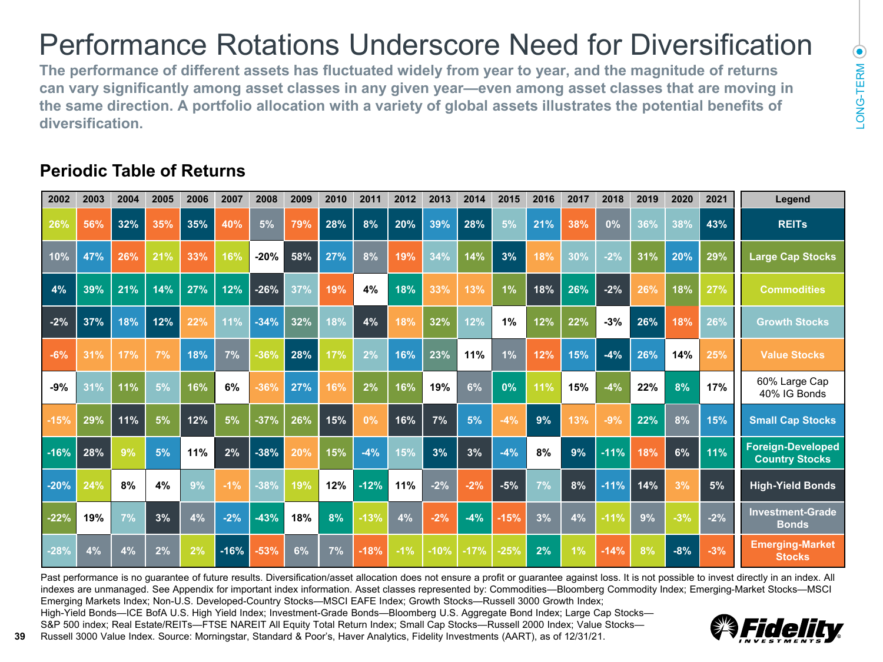# Performance Rotations Underscore Need for Diversification

**The performance of different assets has fluctuated widely from year to year, and the magnitude of returns can vary significantly among asset classes in any given year—even among asset classes that are moving in the same direction. A portfolio allocation with a variety of global assets illustrates the potential benefits of diversification.**

LONG-TERM

## Periodic Table of Returns

| 2002 | 2003 | 2004 | 2005 | 2006 | 2007 | 2008 | 2009 | 2010 | 2011 | 2012 | 2013 | 2014 | 2015 | 2016 | 2017 | 2018 | 2019 | 2020 | 2021 |
|---|---|---|---|---|---|---|---|---|---|---|---|---|---|---|---|---|---|---|---|
| 26% | 56% | 32% | 35% | 35% | 40% | 5% | 79% | 28% | 8% | 20% | 39% | 28% | 5% | 21% | 38% | 0% | 36% | 38% | 43% |
| 10% | 47% | 26% | 21% | 33% | 16% | -20% | 58% | 27% | 8% | 19% | 34% | 14% | 3% | 18% | 30% | -2% | 31% | 20% | 29% |
| 4% | 39% | 21% | 14% | 27% | 12% | -26% | 37% | 19% | 4% | 18% | 33% | 13% | 1% | 18% | 26% | -2% | 26% | 18% | 27% |
| -2% | 37% | 18% | 12% | 22% | 11% | -34% | 32% | 18% | 4% | 18% | 32% | 12% | 1% | 12% | 22% | -3% | 26% | 18% | 26% |
| -6% | 31% | 17% | 7% | 18% | 7% | -36% | 28% | 17% | 2% | 16% | 23% | 11% | 1% | 12% | 15% | -4% | 26% | 14% | 25% |
| -9% | 31% | 11% | 5% | 16% | 6% | -36% | 27% | 16% | 2% | 16% | 19% | 6% | 0% | 11% | 15% | -4% | 22% | 8% | 17% |
| -15% | 29% | 11% | 5% | 12% | 5% | -37% | 26% | 15% | 0% | 16% | 7% | 5% | -4% | 9% | 13% | -9% | 22% | 8% | 15% |
| -16% | 28% | 9% | 5% | 11% | 2% | -38% | 20% | 15% | -4% | 15% | 3% | 3% | -4% | 8% | 9% | -11% | 18% | 6% | 11% |
| -20% | 24% | 8% | 4% | 9% | -1% | -38% | 19% | 12% | -12% | 11% | -2% | -2% | -5% | 7% | 8% | -11% | 14% | 3% | 5% |
| -22% | 19% | 7% | 3% | 4% | -2% | -43% | 18% | 8% | -13% | 4% | -2% | -4% | -15% | 3% | 4% | -11% | 9% | -3% | -2% |
| -28% | 4% | 4% | 2% | 2% | -16% | -53% | 6% | 7% | -18% | -1% | -10% | -17% | -25% | 2% | 1% | -14% | 8% | -8% | -3% |

| Legend |
|---|
| REITs |
| Large Cap Stocks |
| Commodities |
| Growth Stocks |
| Value Stocks |
| 60% Large Cap 40% IG Bonds |
| Small Cap Stocks |
| Foreign-Developed Country Stocks |
| High-Yield Bonds |
| Investment-Grade Bonds |
| Emerging-Market Stocks |

Past performance is no guarantee of future results. Diversification/asset allocation does not ensure a profit or guarantee against loss. It is not possible to invest directly in an index. All indexes are unmanaged. See Appendix for important index information. Asset classes represented by: Commodities—Bloomberg Commodity Index; Emerging-Market Stocks—MSCI Emerging Markets Index; Non-U.S. Developed-Country Stocks—MSCI EAFE Index; Growth Stocks—Russell 3000 Growth Index; High-Yield Bonds—ICE BofA U.S. High Yield Index; Investment-Grade Bonds—Bloomberg U.S. Aggregate Bond Index; Large Cap Stocks—S&P 500 index; Real Estate/REITs—FTSE NAREIT All Equity Total Return Index; Small Cap Stocks—Russell 2000 Index; Value Stocks—Russell 3000 Value Index. Source: Morningstar, Standard & Poor's, Haver Analytics, Fidelity Investments (AART), as of 12/31/21.

Fidelity INVESTMENTS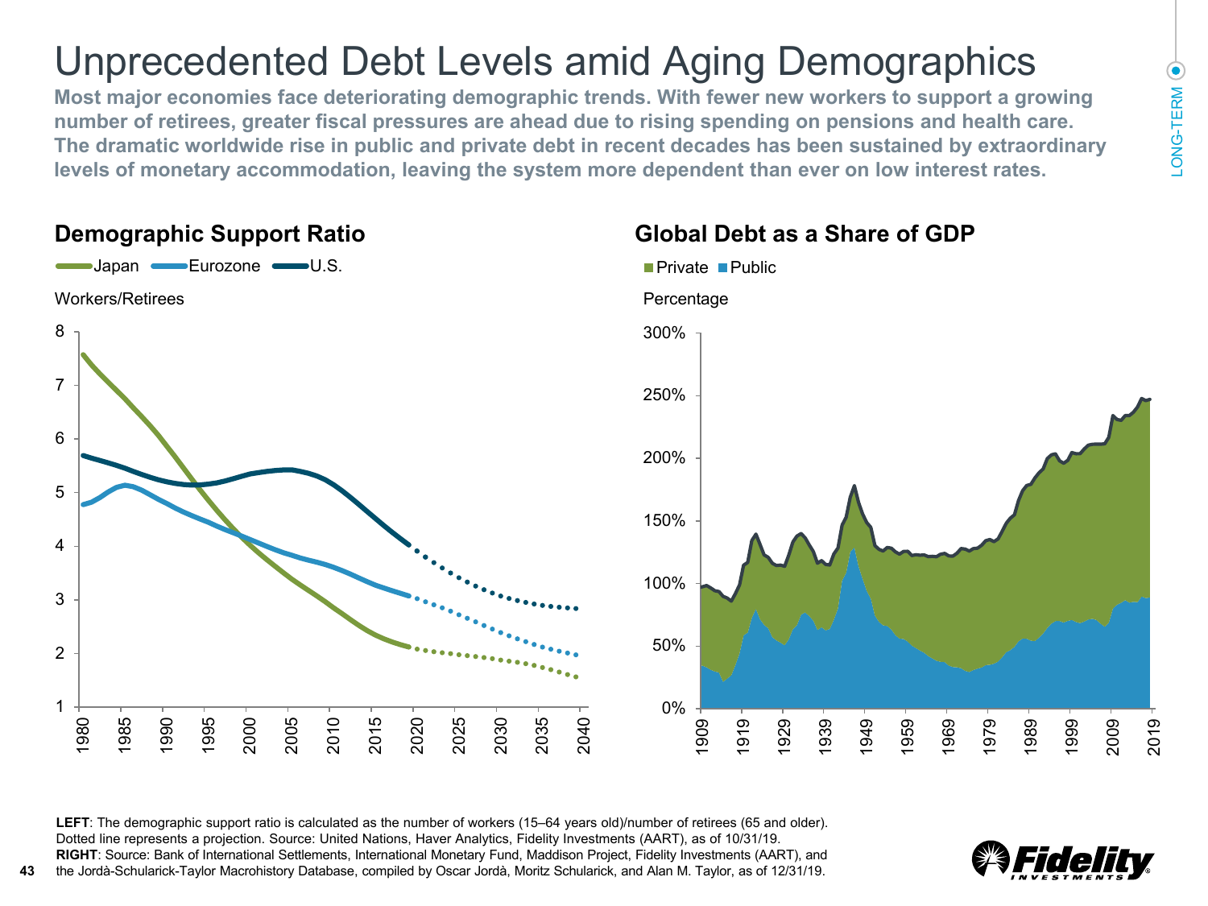# Unprecedented Debt Levels amid Aging Demographics

**Most major economies face deteriorating demographic trends. With fewer new workers to support a growing number of retirees, greater fiscal pressures are ahead due to rising spending on pensions and health care. The dramatic worldwide rise in public and private debt in recent decades has been sustained by extraordinary levels of monetary accommodation, leaving the system more dependent than ever on low interest rates.**

LONG-TERM

## Demographic Support Ratio

Japan | Eurozone | U.S.

Workers/Retirees

## Global Debt as a Share of GDP

Private | Public

Percentage

**LEFT**: The demographic support ratio is calculated as the number of workers (15–64 years old)/number of retirees (65 and older). Dotted line represents a projection. Source: United Nations, Haver Analytics, Fidelity Investments (AART), as of 10/31/19.
**RIGHT**: Source: Bank of International Settlements, International Monetary Fund, Maddison Project, Fidelity Investments (AART), and the Jordà-Schularick-Taylor Macrohistory Database, compiled by Oscar Jordà, Moritz Schularick, and Alan M. Taylor, as of 12/31/19.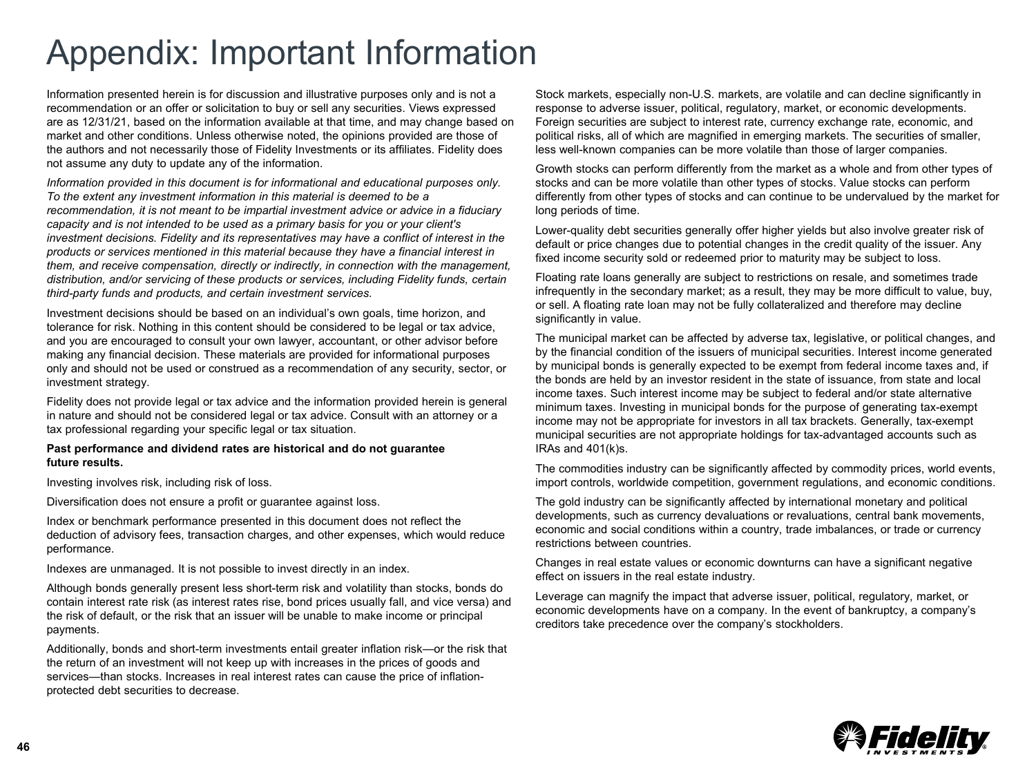# Appendix: Important Information

Information presented herein is for discussion and illustrative purposes only and is not a recommendation or an offer or solicitation to buy or sell any securities. Views expressed are as 12/31/21, based on the information available at that time, and may change based on market and other conditions. Unless otherwise noted, the opinions provided are those of the authors and not necessarily those of Fidelity Investments or its affiliates. Fidelity does not assume any duty to update any of the information.

*Information provided in this document is for informational and educational purposes only. To the extent any investment information in this material is deemed to be a recommendation, it is not meant to be impartial investment advice or advice in a fiduciary capacity and is not intended to be used as a primary basis for you or your client's investment decisions. Fidelity and its representatives may have a conflict of interest in the products or services mentioned in this material because they have a financial interest in them, and receive compensation, directly or indirectly, in connection with the management, distribution, and/or servicing of these products or services, including Fidelity funds, certain third-party funds and products, and certain investment services.*

Investment decisions should be based on an individual's own goals, time horizon, and tolerance for risk. Nothing in this content should be considered to be legal or tax advice, and you are encouraged to consult your own lawyer, accountant, or other advisor before making any financial decision. These materials are provided for informational purposes only and should not be used or construed as a recommendation of any security, sector, or investment strategy.

Fidelity does not provide legal or tax advice and the information provided herein is general in nature and should not be considered legal or tax advice. Consult with an attorney or a tax professional regarding your specific legal or tax situation.

**Past performance and dividend rates are historical and do not guarantee future results.**

Investing involves risk, including risk of loss.

Diversification does not ensure a profit or guarantee against loss.

Index or benchmark performance presented in this document does not reflect the deduction of advisory fees, transaction charges, and other expenses, which would reduce performance.

Indexes are unmanaged. It is not possible to invest directly in an index.

Although bonds generally present less short-term risk and volatility than stocks, bonds do contain interest rate risk (as interest rates rise, bond prices usually fall, and vice versa) and the risk of default, or the risk that an issuer will be unable to make income or principal payments.

Additionally, bonds and short-term investments entail greater inflation risk—or the risk that the return of an investment will not keep up with increases in the prices of goods and services—than stocks. Increases in real interest rates can cause the price of inflation-protected debt securities to decrease.

Stock markets, especially non-U.S. markets, are volatile and can decline significantly in response to adverse issuer, political, regulatory, market, or economic developments. Foreign securities are subject to interest rate, currency exchange rate, economic, and political risks, all of which are magnified in emerging markets. The securities of smaller, less well-known companies can be more volatile than those of larger companies.

Growth stocks can perform differently from the market as a whole and from other types of stocks and can be more volatile than other types of stocks. Value stocks can perform differently from other types of stocks and can continue to be undervalued by the market for long periods of time.

Lower-quality debt securities generally offer higher yields but also involve greater risk of default or price changes due to potential changes in the credit quality of the issuer. Any fixed income security sold or redeemed prior to maturity may be subject to loss.

Floating rate loans generally are subject to restrictions on resale, and sometimes trade infrequently in the secondary market; as a result, they may be more difficult to value, buy, or sell. A floating rate loan may not be fully collateralized and therefore may decline significantly in value.

The municipal market can be affected by adverse tax, legislative, or political changes, and by the financial condition of the issuers of municipal securities. Interest income generated by municipal bonds is generally expected to be exempt from federal income taxes and, if the bonds are held by an investor resident in the state of issuance, from state and local income taxes. Such interest income may be subject to federal and/or state alternative minimum taxes. Investing in municipal bonds for the purpose of generating tax-exempt income may not be appropriate for investors in all tax brackets. Generally, tax-exempt municipal securities are not appropriate holdings for tax-advantaged accounts such as IRAs and 401(k)s.

The commodities industry can be significantly affected by commodity prices, world events, import controls, worldwide competition, government regulations, and economic conditions.

The gold industry can be significantly affected by international monetary and political developments, such as currency devaluations or revaluations, central bank movements, economic and social conditions within a country, trade imbalances, or trade or currency restrictions between countries.

Changes in real estate values or economic downturns can have a significant negative effect on issuers in the real estate industry.

Leverage can magnify the impact that adverse issuer, political, regulatory, market, or economic developments have on a company. In the event of bankruptcy, a company's creditors take precedence over the company's stockholders.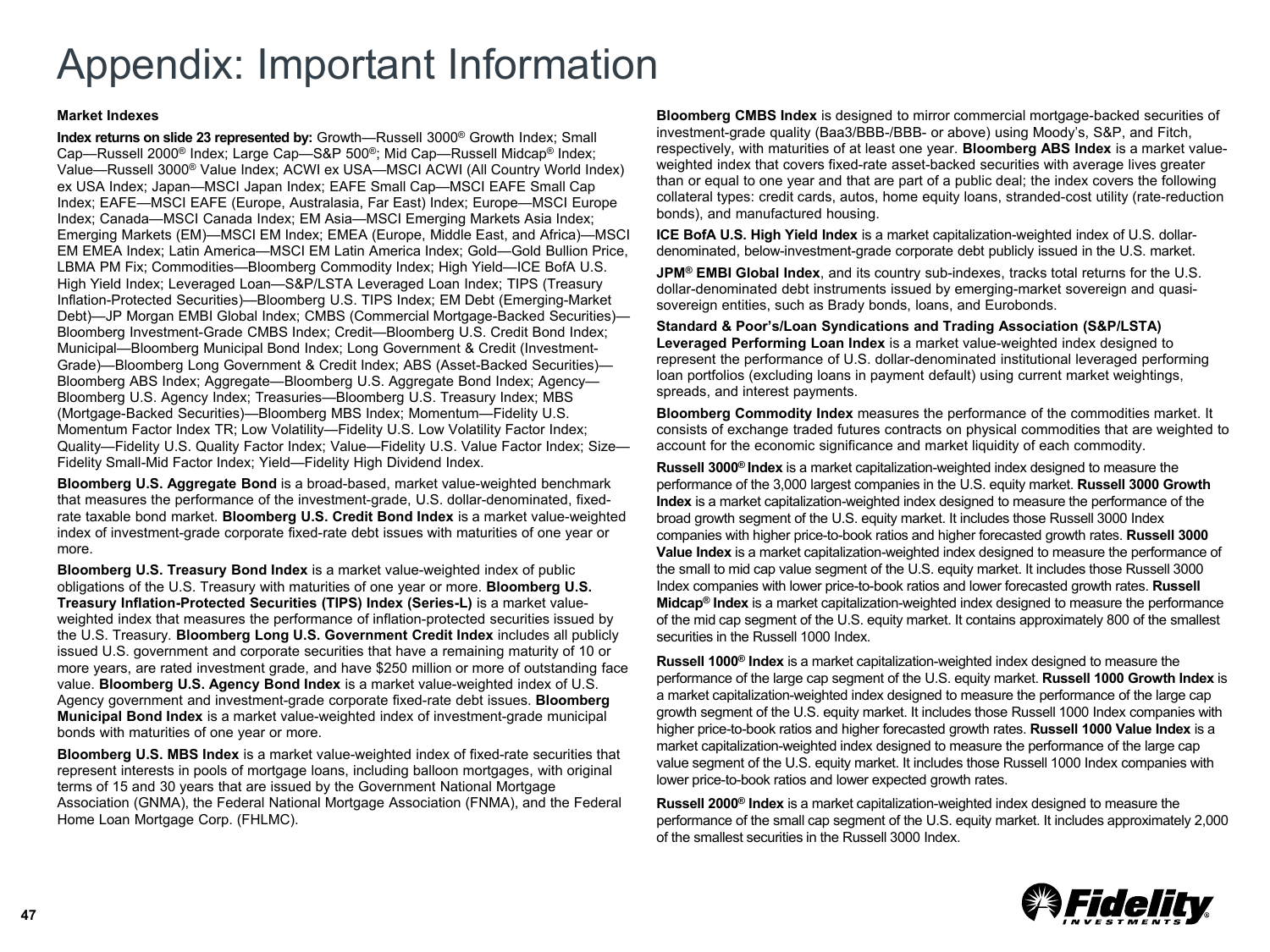# Appendix: Important Information

**Market Indexes**

**Index returns on slide 23 represented by:** Growth—Russell 3000® Growth Index; Small Cap—Russell 2000® Index; Large Cap—S&P 500®; Mid Cap—Russell Midcap® Index; Value—Russell 3000® Value Index; ACWI ex USA—MSCI ACWI (All Country World Index) ex USA Index; Japan—MSCI Japan Index; EAFE Small Cap—MSCI EAFE Small Cap Index; EAFE—MSCI EAFE (Europe, Australasia, Far East) Index; Europe—MSCI Europe Index; Canada—MSCI Canada Index; EM Asia—MSCI Emerging Markets Asia Index; Emerging Markets (EM)—MSCI EM Index; EMEA (Europe, Middle East, and Africa)—MSCI EM EMEA Index; Latin America—MSCI EM Latin America Index; Gold—Gold Bullion Price, LBMA PM Fix; Commodities—Bloomberg Commodity Index; High Yield—ICE BofA U.S. High Yield Index; Leveraged Loan—S&P/LSTA Leveraged Loan Index; TIPS (Treasury Inflation-Protected Securities)—Bloomberg U.S. TIPS Index; EM Debt (Emerging-Market Debt)—JP Morgan EMBI Global Index; CMBS (Commercial Mortgage-Backed Securities)—Bloomberg Investment-Grade CMBS Index; Credit—Bloomberg U.S. Credit Bond Index; Municipal—Bloomberg Municipal Bond Index; Long Government & Credit (Investment-Grade)—Bloomberg Long Government & Credit Index; ABS (Asset-Backed Securities)—Bloomberg ABS Index; Aggregate—Bloomberg U.S. Aggregate Bond Index; Agency—Bloomberg U.S. Agency Index; Treasuries—Bloomberg U.S. Treasury Index; MBS (Mortgage-Backed Securities)—Bloomberg MBS Index; Momentum—Fidelity U.S. Momentum Factor Index TR; Low Volatility—Fidelity U.S. Low Volatility Factor Index; Quality—Fidelity U.S. Quality Factor Index; Value—Fidelity U.S. Value Factor Index; Size—Fidelity Small-Mid Factor Index; Yield—Fidelity High Dividend Index.

**Bloomberg U.S. Aggregate Bond** is a broad-based, market value-weighted benchmark that measures the performance of the investment-grade, U.S. dollar-denominated, fixed-rate taxable bond market. **Bloomberg U.S. Credit Bond Index** is a market value-weighted index of investment-grade corporate fixed-rate debt issues with maturities of one year or more.

**Bloomberg U.S. Treasury Bond Index** is a market value-weighted index of public obligations of the U.S. Treasury with maturities of one year or more. **Bloomberg U.S. Treasury Inflation-Protected Securities (TIPS) Index (Series-L)** is a market value-weighted index that measures the performance of inflation-protected securities issued by the U.S. Treasury. **Bloomberg Long U.S. Government Credit Index** includes all publicly issued U.S. government and corporate securities that have a remaining maturity of 10 or more years, are rated investment grade, and have $250 million or more of outstanding face value. **Bloomberg U.S. Agency Bond Index** is a market value-weighted index of U.S. Agency government and investment-grade corporate fixed-rate debt issues. **Bloomberg Municipal Bond Index** is a market value-weighted index of investment-grade municipal bonds with maturities of one year or more.

**Bloomberg U.S. MBS Index** is a market value-weighted index of fixed-rate securities that represent interests in pools of mortgage loans, including balloon mortgages, with original terms of 15 and 30 years that are issued by the Government National Mortgage Association (GNMA), the Federal National Mortgage Association (FNMA), and the Federal Home Loan Mortgage Corp. (FHLMC).

**Bloomberg CMBS Index** is designed to mirror commercial mortgage-backed securities of investment-grade quality (Baa3/BBB-/BBB- or above) using Moody's, S&P, and Fitch, respectively, with maturities of at least one year. **Bloomberg ABS Index** is a market value-weighted index that covers fixed-rate asset-backed securities with average lives greater than or equal to one year and that are part of a public deal; the index covers the following collateral types: credit cards, autos, home equity loans, stranded-cost utility (rate-reduction bonds), and manufactured housing.

**ICE BofA U.S. High Yield Index** is a market capitalization-weighted index of U.S. dollar-denominated, below-investment-grade corporate debt publicly issued in the U.S. market.

**JPM® EMBI Global Index**, and its country sub-indexes, tracks total returns for the U.S. dollar-denominated debt instruments issued by emerging-market sovereign and quasi-sovereign entities, such as Brady bonds, loans, and Eurobonds.

**Standard & Poor's/Loan Syndications and Trading Association (S&P/LSTA) Leveraged Performing Loan Index** is a market value-weighted index designed to represent the performance of U.S. dollar-denominated institutional leveraged performing loan portfolios (excluding loans in payment default) using current market weightings, spreads, and interest payments.

**Bloomberg Commodity Index** measures the performance of the commodities market. It consists of exchange traded futures contracts on physical commodities that are weighted to account for the economic significance and market liquidity of each commodity.

**Russell 3000® Index** is a market capitalization-weighted index designed to measure the performance of the 3,000 largest companies in the U.S. equity market. **Russell 3000 Growth Index** is a market capitalization-weighted index designed to measure the performance of the broad growth segment of the U.S. equity market. It includes those Russell 3000 Index companies with higher price-to-book ratios and higher forecasted growth rates. **Russell 3000 Value Index** is a market capitalization-weighted index designed to measure the performance of the small to mid cap value segment of the U.S. equity market. It includes those Russell 3000 Index companies with lower price-to-book ratios and lower forecasted growth rates. **Russell Midcap® Index** is a market capitalization-weighted index designed to measure the performance of the mid cap segment of the U.S. equity market. It contains approximately 800 of the smallest securities in the Russell 1000 Index.

**Russell 1000® Index** is a market capitalization-weighted index designed to measure the performance of the large cap segment of the U.S. equity market. **Russell 1000 Growth Index** is a market capitalization-weighted index designed to measure the performance of the large cap growth segment of the U.S. equity market. It includes those Russell 1000 Index companies with higher price-to-book ratios and higher forecasted growth rates. **Russell 1000 Value Index** is a market capitalization-weighted index designed to measure the performance of the large cap value segment of the U.S. equity market. It includes those Russell 1000 Index companies with lower price-to-book ratios and lower expected growth rates.

**Russell 2000® Index** is a market capitalization-weighted index designed to measure the performance of the small cap segment of the U.S. equity market. It includes approximately 2,000 of the smallest securities in the Russell 3000 Index.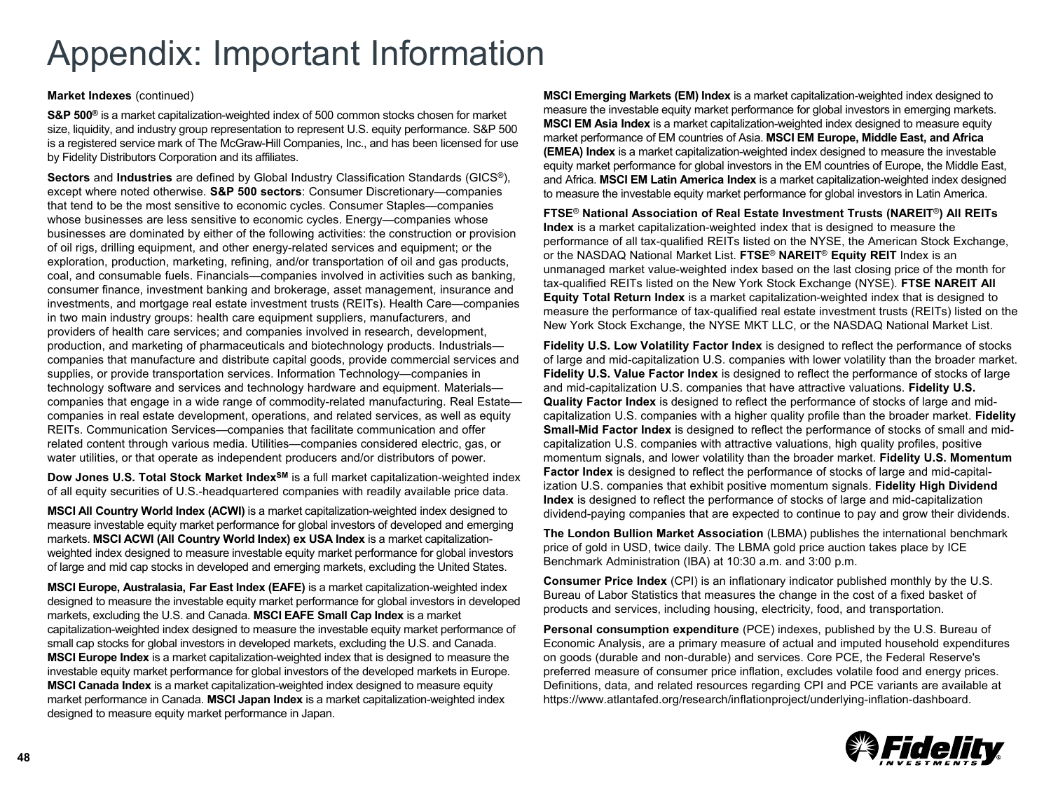# Appendix: Important Information

**Market Indexes** (continued)

**S&P 500®** is a market capitalization-weighted index of 500 common stocks chosen for market size, liquidity, and industry group representation to represent U.S. equity performance. S&P 500 is a registered service mark of The McGraw-Hill Companies, Inc., and has been licensed for use by Fidelity Distributors Corporation and its affiliates.

**Sectors** and **Industries** are defined by Global Industry Classification Standards (GICS®), except where noted otherwise. **S&P 500 sectors**: Consumer Discretionary—companies that tend to be the most sensitive to economic cycles. Consumer Staples—companies whose businesses are less sensitive to economic cycles. Energy—companies whose businesses are dominated by either of the following activities: the construction or provision of oil rigs, drilling equipment, and other energy-related services and equipment; or the exploration, production, marketing, refining, and/or transportation of oil and gas products, coal, and consumable fuels. Financials—companies involved in activities such as banking, consumer finance, investment banking and brokerage, asset management, insurance and investments, and mortgage real estate investment trusts (REITs). Health Care—companies in two main industry groups: health care equipment suppliers, manufacturers, and providers of health care services; and companies involved in research, development, production, and marketing of pharmaceuticals and biotechnology products. Industrials—companies that manufacture and distribute capital goods, provide commercial services and supplies, or provide transportation services. Information Technology—companies in technology software and services and technology hardware and equipment. Materials—companies that engage in a wide range of commodity-related manufacturing. Real Estate—companies in real estate development, operations, and related services, as well as equity REITs. Communication Services—companies that facilitate communication and offer related content through various media. Utilities—companies considered electric, gas, or water utilities, or that operate as independent producers and/or distributors of power.

**Dow Jones U.S. Total Stock Market Index℠** is a full market capitalization-weighted index of all equity securities of U.S.-headquartered companies with readily available price data.

**MSCI All Country World Index (ACWI)** is a market capitalization-weighted index designed to measure investable equity market performance for global investors of developed and emerging markets. **MSCI ACWI (All Country World Index) ex USA Index** is a market capitalization-weighted index designed to measure investable equity market performance for global investors of large and mid cap stocks in developed and emerging markets, excluding the United States.

**MSCI Europe, Australasia, Far East Index (EAFE)** is a market capitalization-weighted index designed to measure the investable equity market performance for global investors in developed markets, excluding the U.S. and Canada. **MSCI EAFE Small Cap Index** is a market capitalization-weighted index designed to measure the investable equity market performance of small cap stocks for global investors in developed markets, excluding the U.S. and Canada. **MSCI Europe Index** is a market capitalization-weighted index that is designed to measure the investable equity market performance for global investors of the developed markets in Europe. **MSCI Canada Index** is a market capitalization-weighted index designed to measure equity market performance in Canada. **MSCI Japan Index** is a market capitalization-weighted index designed to measure equity market performance in Japan.

**MSCI Emerging Markets (EM) Index** is a market capitalization-weighted index designed to measure the investable equity market performance for global investors in emerging markets. **MSCI EM Asia Index** is a market capitalization-weighted index designed to measure equity market performance of EM countries of Asia. **MSCI EM Europe, Middle East, and Africa (EMEA) Index** is a market capitalization-weighted index designed to measure the investable equity market performance for global investors in the EM countries of Europe, the Middle East, and Africa. **MSCI EM Latin America Index** is a market capitalization-weighted index designed to measure the investable equity market performance for global investors in Latin America.

**FTSE® National Association of Real Estate Investment Trusts (NAREIT®) All REITs Index** is a market capitalization-weighted index that is designed to measure the performance of all tax-qualified REITs listed on the NYSE, the American Stock Exchange, or the NASDAQ National Market List. **FTSE® NAREIT® Equity REIT** Index is an unmanaged market value-weighted index based on the last closing price of the month for tax-qualified REITs listed on the New York Stock Exchange (NYSE). **FTSE NAREIT All Equity Total Return Index** is a market capitalization-weighted index that is designed to measure the performance of tax-qualified real estate investment trusts (REITs) listed on the New York Stock Exchange, the NYSE MKT LLC, or the NASDAQ National Market List.

**Fidelity U.S. Low Volatility Factor Index** is designed to reflect the performance of stocks of large and mid-capitalization U.S. companies with lower volatility than the broader market. **Fidelity U.S. Value Factor Index** is designed to reflect the performance of stocks of large and mid-capitalization U.S. companies that have attractive valuations. **Fidelity U.S. Quality Factor Index** is designed to reflect the performance of stocks of large and mid-capitalization U.S. companies with a higher quality profile than the broader market. **Fidelity Small-Mid Factor Index** is designed to reflect the performance of stocks of small and mid-capitalization U.S. companies with attractive valuations, high quality profiles, positive momentum signals, and lower volatility than the broader market. **Fidelity U.S. Momentum Factor Index** is designed to reflect the performance of stocks of large and mid-capitalization U.S. companies that exhibit positive momentum signals. **Fidelity High Dividend Index** is designed to reflect the performance of stocks of large and mid-capitalization dividend-paying companies that are expected to continue to pay and grow their dividends.

**The London Bullion Market Association** (LBMA) publishes the international benchmark price of gold in USD, twice daily. The LBMA gold price auction takes place by ICE Benchmark Administration (IBA) at 10:30 a.m. and 3:00 p.m.

**Consumer Price Index** (CPI) is an inflationary indicator published monthly by the U.S. Bureau of Labor Statistics that measures the change in the cost of a fixed basket of products and services, including housing, electricity, food, and transportation.

**Personal consumption expenditure** (PCE) indexes, published by the U.S. Bureau of Economic Analysis, are a primary measure of actual and imputed household expenditures on goods (durable and non-durable) and services. Core PCE, the Federal Reserve's preferred measure of consumer price inflation, excludes volatile food and energy prices. Definitions, data, and related resources regarding CPI and PCE variants are available at https://www.atlantafed.org/research/inflationproject/underlying-inflation-dashboard.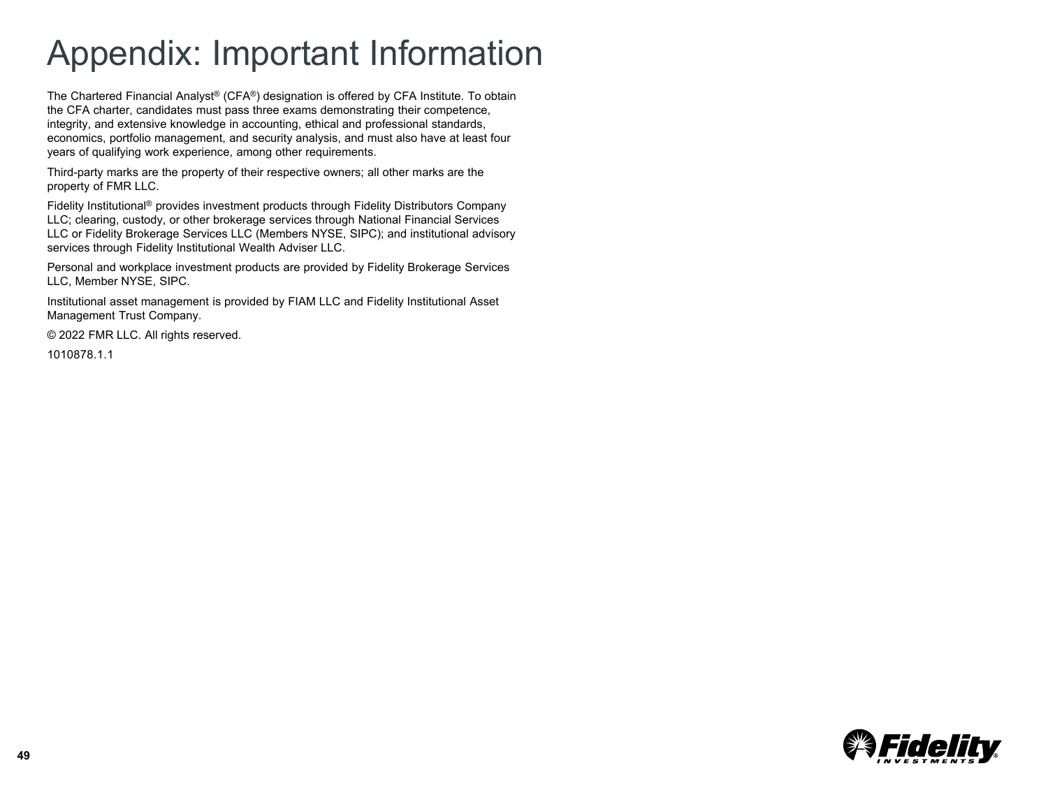# Appendix: Important Information

The Chartered Financial Analyst® (CFA®) designation is offered by CFA Institute. To obtain the CFA charter, candidates must pass three exams demonstrating their competence, integrity, and extensive knowledge in accounting, ethical and professional standards, economics, portfolio management, and security analysis, and must also have at least four years of qualifying work experience, among other requirements.

Third-party marks are the property of their respective owners; all other marks are the property of FMR LLC.

Fidelity Institutional® provides investment products through Fidelity Distributors Company LLC; clearing, custody, or other brokerage services through National Financial Services LLC or Fidelity Brokerage Services LLC (Members NYSE, SIPC); and institutional advisory services through Fidelity Institutional Wealth Adviser LLC.

Personal and workplace investment products are provided by Fidelity Brokerage Services LLC, Member NYSE, SIPC.

Institutional asset management is provided by FIAM LLC and Fidelity Institutional Asset Management Trust Company.

© 2022 FMR LLC. All rights reserved.

1010878.1.1